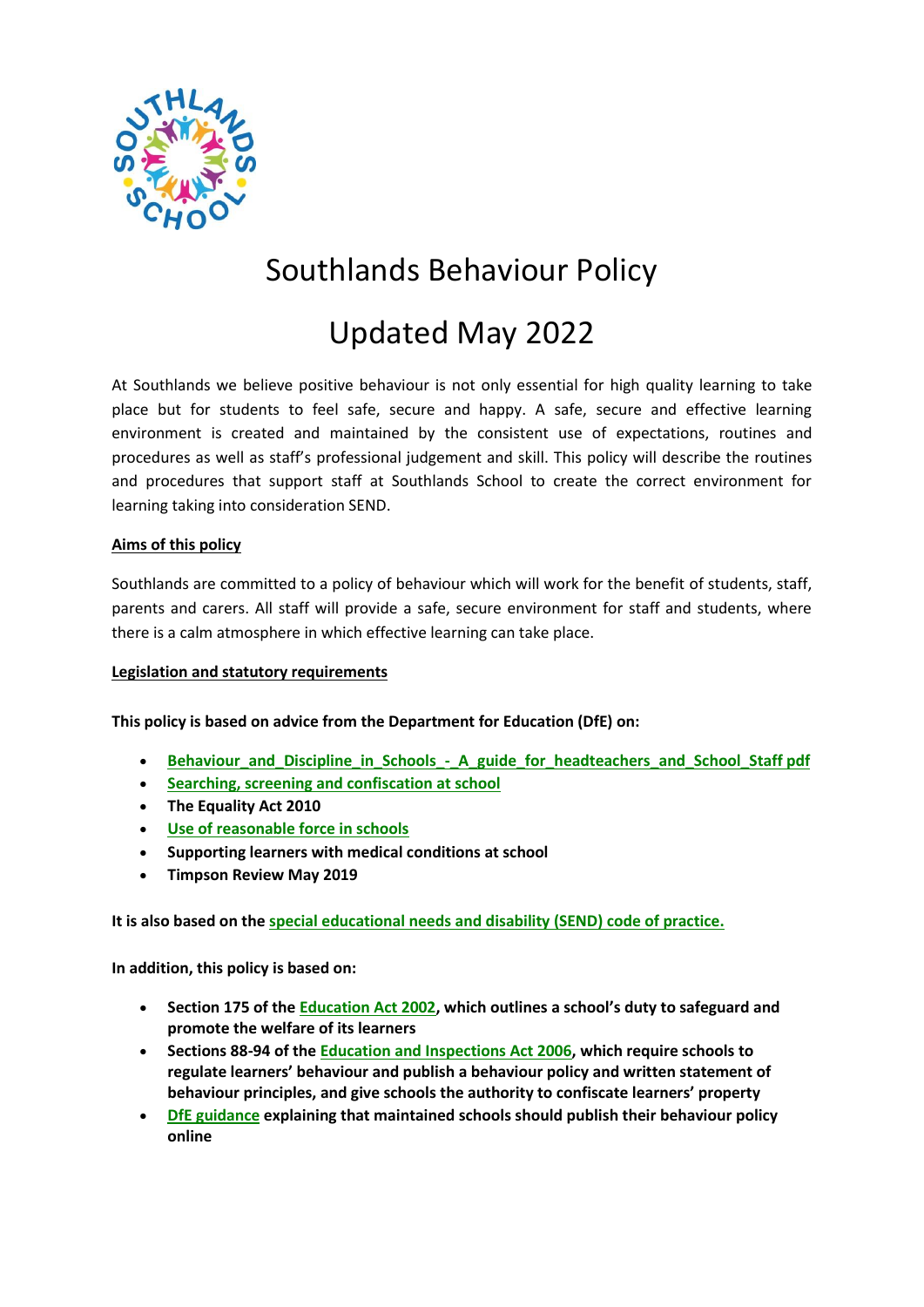# Southlands Behaviour Policy

# Updated May 2022

At Southlands we believe positive behaviour is not only essential for high quality learning to take place but for students to feel safe, secure and happy. A safe, secure and effective learning environment is created and maintained by the consistent use of expectations, routines and procedures as well as staff's professional judgement and skill. This policy will describe the routines and procedures that support staff at Southlands School to create the correct environment for learning taking into consideration SEND.

**Aims of this policy**

Southlands are committed to a policy of behaviour which will work for the benefit of students, staff, parents and carers. All staff will provide a safe, secure environment for staff and students, where there is a calm atmosphere in which effective learning can take place.

**Legislation and statutory requirements**

**This policy is based on advice from the Department for Education (DfE) on:**

- **Behaviour_and_Discipline_in_Schools_-_A_guide_for_headteachers_and_School_Staff pdf**
- **Searching, screening and confiscation at school**
- **The Equality Act 2010**
- **Use of reasonable force in schools**
- **Supporting learners with medical conditions at school**
- **Timpson Review May 2019**

**It is also based on the special educational needs and disability (SEND) code of practice.**

**In addition, this policy is based on:**

- **Section 175 of the Education Act 2002, which outlines a school's duty to safeguard and promote the welfare of its learners**
- **Sections 88-94 of the Education and Inspections Act 2006, which require schools to regulate learners' behaviour and publish a behaviour policy and written statement of behaviour principles, and give schools the authority to confiscate learners' property**
- **DfE guidance explaining that maintained schools should publish their behaviour policy online**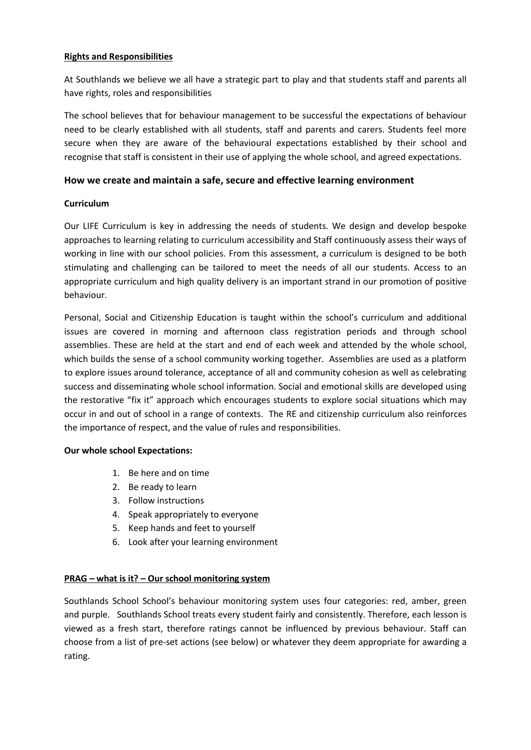**Rights and Responsibilities**

At Southlands we believe we all have a strategic part to play and that students staff and parents all have rights, roles and responsibilities

The school believes that for behaviour management to be successful the expectations of behaviour need to be clearly established with all students, staff and parents and carers. Students feel more secure when they are aware of the behavioural expectations established by their school and recognise that staff is consistent in their use of applying the whole school, and agreed expectations.

## How we create and maintain a safe, secure and effective learning environment

**Curriculum**

Our LIFE Curriculum is key in addressing the needs of students. We design and develop bespoke approaches to learning relating to curriculum accessibility and Staff continuously assess their ways of working in line with our school policies. From this assessment, a curriculum is designed to be both stimulating and challenging can be tailored to meet the needs of all our students. Access to an appropriate curriculum and high quality delivery is an important strand in our promotion of positive behaviour.

Personal, Social and Citizenship Education is taught within the school's curriculum and additional issues are covered in morning and afternoon class registration periods and through school assemblies. These are held at the start and end of each week and attended by the whole school, which builds the sense of a school community working together. Assemblies are used as a platform to explore issues around tolerance, acceptance of all and community cohesion as well as celebrating success and disseminating whole school information. Social and emotional skills are developed using the restorative "fix it" approach which encourages students to explore social situations which may occur in and out of school in a range of contexts. The RE and citizenship curriculum also reinforces the importance of respect, and the value of rules and responsibilities.

**Our whole school Expectations:**

1. Be here and on time
2. Be ready to learn
3. Follow instructions
4. Speak appropriately to everyone
5. Keep hands and feet to yourself
6. Look after your learning environment

**PRAG – what is it? – Our school monitoring system**

Southlands School School's behaviour monitoring system uses four categories: red, amber, green and purple. Southlands School treats every student fairly and consistently. Therefore, each lesson is viewed as a fresh start, therefore ratings cannot be influenced by previous behaviour. Staff can choose from a list of pre-set actions (see below) or whatever they deem appropriate for awarding a rating.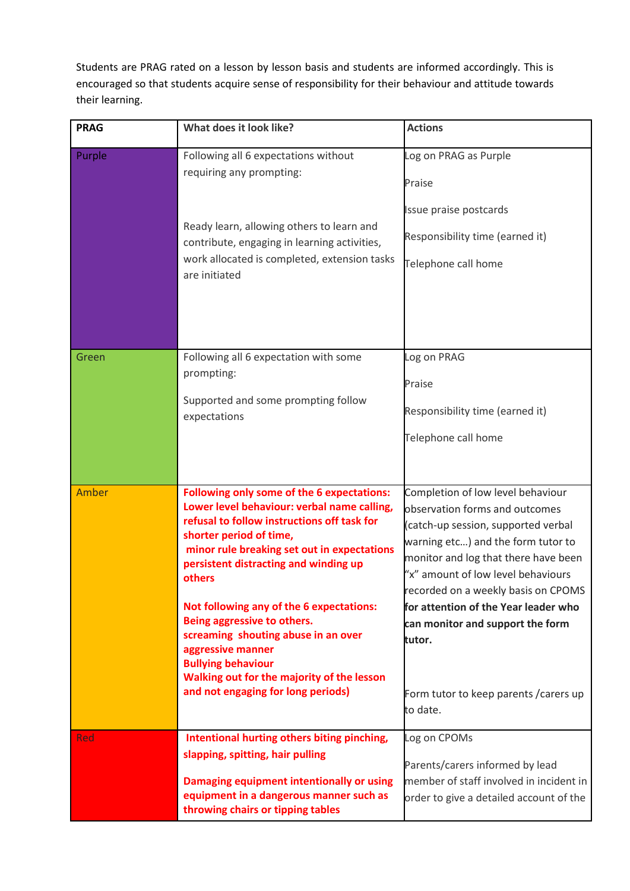Students are PRAG rated on a lesson by lesson basis and students are informed accordingly. This is encouraged so that students acquire sense of responsibility for their behaviour and attitude towards their learning.

| PRAG | What does it look like? | Actions |
|---|---|---|
| Purple | Following all 6 expectations without requiring any prompting:<br><br>Ready learn, allowing others to learn and contribute, engaging in learning activities, work allocated is completed, extension tasks are initiated | Log on PRAG as Purple<br><br>Praise<br><br>Issue praise postcards<br><br>Responsibility time (earned it)<br><br>Telephone call home |
| Green | Following all 6 expectation with some prompting:<br><br>Supported and some prompting follow expectations | Log on PRAG<br><br>Praise<br><br>Responsibility time (earned it)<br><br>Telephone call home |
| Amber | **Following only some of the 6 expectations: Lower level behaviour: verbal name calling, refusal to follow instructions off task for shorter period of time, minor rule breaking set out in expectations persistent distracting and winding up others**<br><br>**Not following any of the 6 expectations: Being aggressive to others. screaming shouting abuse in an over aggressive manner Bullying behaviour Walking out for the majority of the lesson and not engaging for long periods)** | Completion of low level behaviour observation forms and outcomes (catch-up session, supported verbal warning etc…) and the form tutor to monitor and log that there have been "x" amount of low level behaviours recorded on a weekly basis on CPOMS **for attention of the Year leader who can monitor and support the form tutor.**<br><br>Form tutor to keep parents /carers up to date. |
| Red | **Intentional hurting others biting pinching, slapping, spitting, hair pulling**<br><br>**Damaging equipment intentionally or using equipment in a dangerous manner such as throwing chairs or tipping tables** | Log on CPOMs<br><br>Parents/carers informed by lead member of staff involved in incident in order to give a detailed account of the |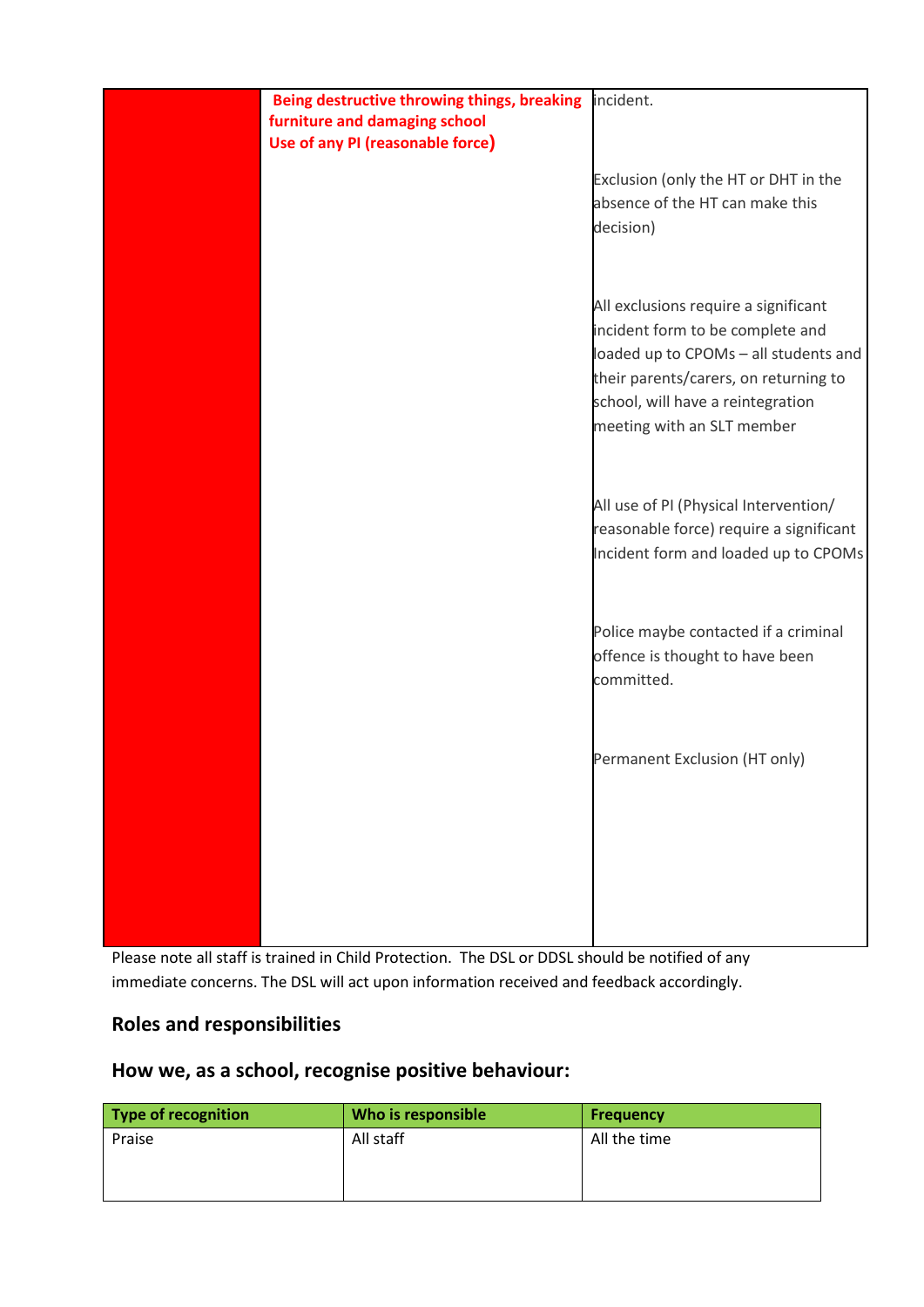|  | **Being destructive throwing things, breaking furniture and damaging school**<br>**Use of any PI (reasonable force)** | incident.<br><br>Exclusion (only the HT or DHT in the absence of the HT can make this decision)<br><br>All exclusions require a significant incident form to be complete and loaded up to CPOMs – all students and their parents/carers, on returning to school, will have a reintegration meeting with an SLT member<br><br>All use of PI (Physical Intervention/ reasonable force) require a significant Incident form and loaded up to CPOMs<br><br>Police maybe contacted if a criminal offence is thought to have been committed.<br><br>Permanent Exclusion (HT only) |
|---|---|---|

Please note all staff is trained in Child Protection. The DSL or DDSL should be notified of any immediate concerns. The DSL will act upon information received and feedback accordingly.

## Roles and responsibilities

## How we, as a school, recognise positive behaviour:

| Type of recognition | Who is responsible | Frequency |
|---|---|---|
| Praise | All staff | All the time |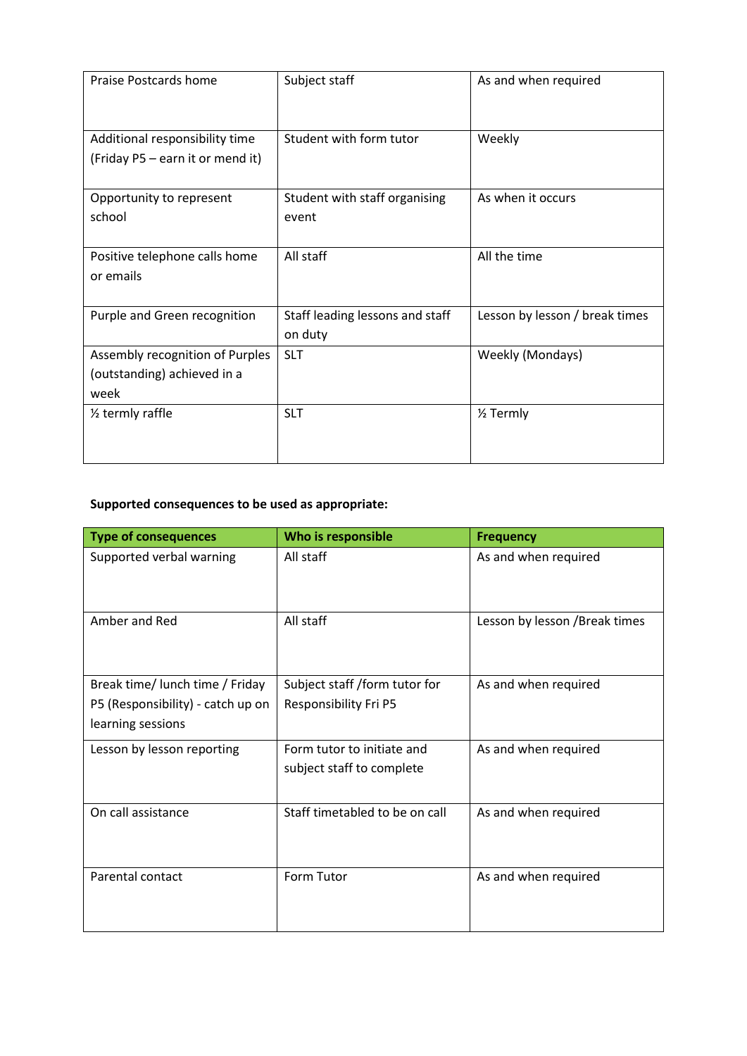| | | |
|---|---|---|
| Praise Postcards home | Subject staff | As and when required |
| Additional responsibility time (Friday P5 – earn it or mend it) | Student with form tutor | Weekly |
| Opportunity to represent school | Student with staff organising event | As when it occurs |
| Positive telephone calls home or emails | All staff | All the time |
| Purple and Green recognition | Staff leading lessons and staff on duty | Lesson by lesson / break times |
| Assembly recognition of Purples (outstanding) achieved in a week | SLT | Weekly (Mondays) |
| ½ termly raffle | SLT | ½ Termly |

**Supported consequences to be used as appropriate:**

| Type of consequences | Who is responsible | Frequency |
|---|---|---|
| Supported verbal warning | All staff | As and when required |
| Amber and Red | All staff | Lesson by lesson /Break times |
| Break time/ lunch time / Friday P5 (Responsibility) - catch up on learning sessions | Subject staff /form tutor for Responsibility Fri P5 | As and when required |
| Lesson by lesson reporting | Form tutor to initiate and subject staff to complete | As and when required |
| On call assistance | Staff timetabled to be on call | As and when required |
| Parental contact | Form Tutor | As and when required |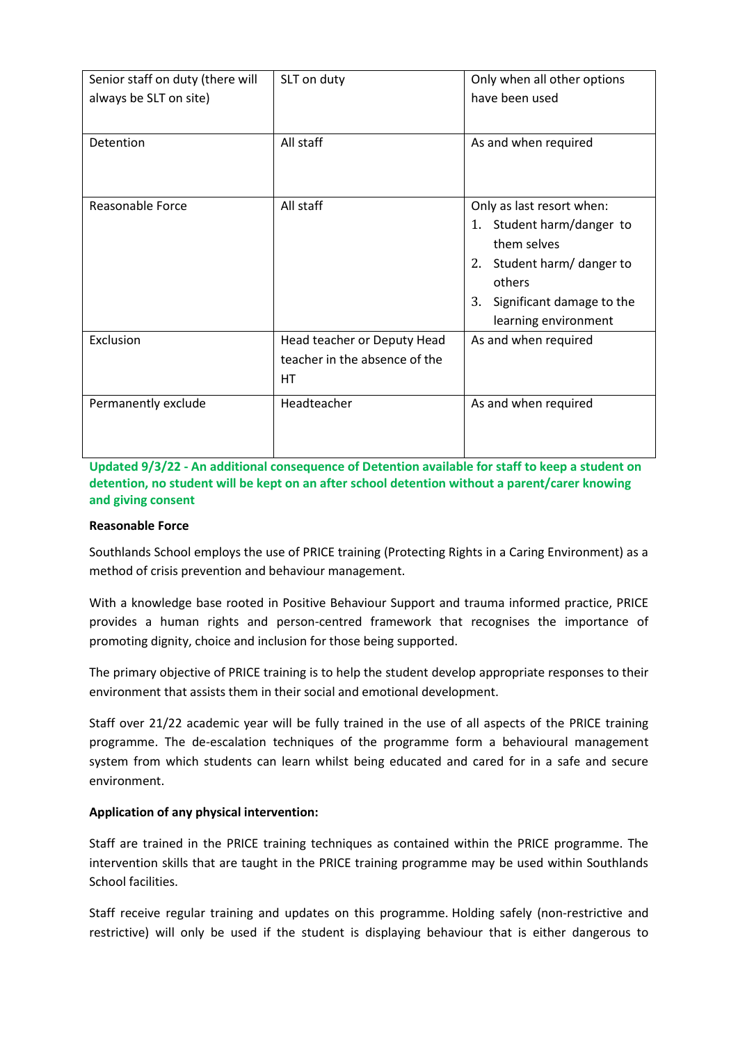| Senior staff on duty (there will always be SLT on site) | SLT on duty | Only when all other options have been used |
| --- | --- | --- |
| Detention | All staff | As and when required |
| Reasonable Force | All staff | Only as last resort when:<br>1. Student harm/danger to them selves<br>2. Student harm/ danger to others<br>3. Significant damage to the learning environment |
| Exclusion | Head teacher or Deputy Head teacher in the absence of the HT | As and when required |
| Permanently exclude | Headteacher | As and when required |

**Updated 9/3/22 - An additional consequence of Detention available for staff to keep a student on detention, no student will be kept on an after school detention without a parent/carer knowing and giving consent**

**Reasonable Force**

Southlands School employs the use of PRICE training (Protecting Rights in a Caring Environment) as a method of crisis prevention and behaviour management.

With a knowledge base rooted in Positive Behaviour Support and trauma informed practice, PRICE provides a human rights and person-centred framework that recognises the importance of promoting dignity, choice and inclusion for those being supported.

The primary objective of PRICE training is to help the student develop appropriate responses to their environment that assists them in their social and emotional development.

Staff over 21/22 academic year will be fully trained in the use of all aspects of the PRICE training programme. The de-escalation techniques of the programme form a behavioural management system from which students can learn whilst being educated and cared for in a safe and secure environment.

**Application of any physical intervention:**

Staff are trained in the PRICE training techniques as contained within the PRICE programme. The intervention skills that are taught in the PRICE training programme may be used within Southlands School facilities.

Staff receive regular training and updates on this programme. Holding safely (non-restrictive and restrictive) will only be used if the student is displaying behaviour that is either dangerous to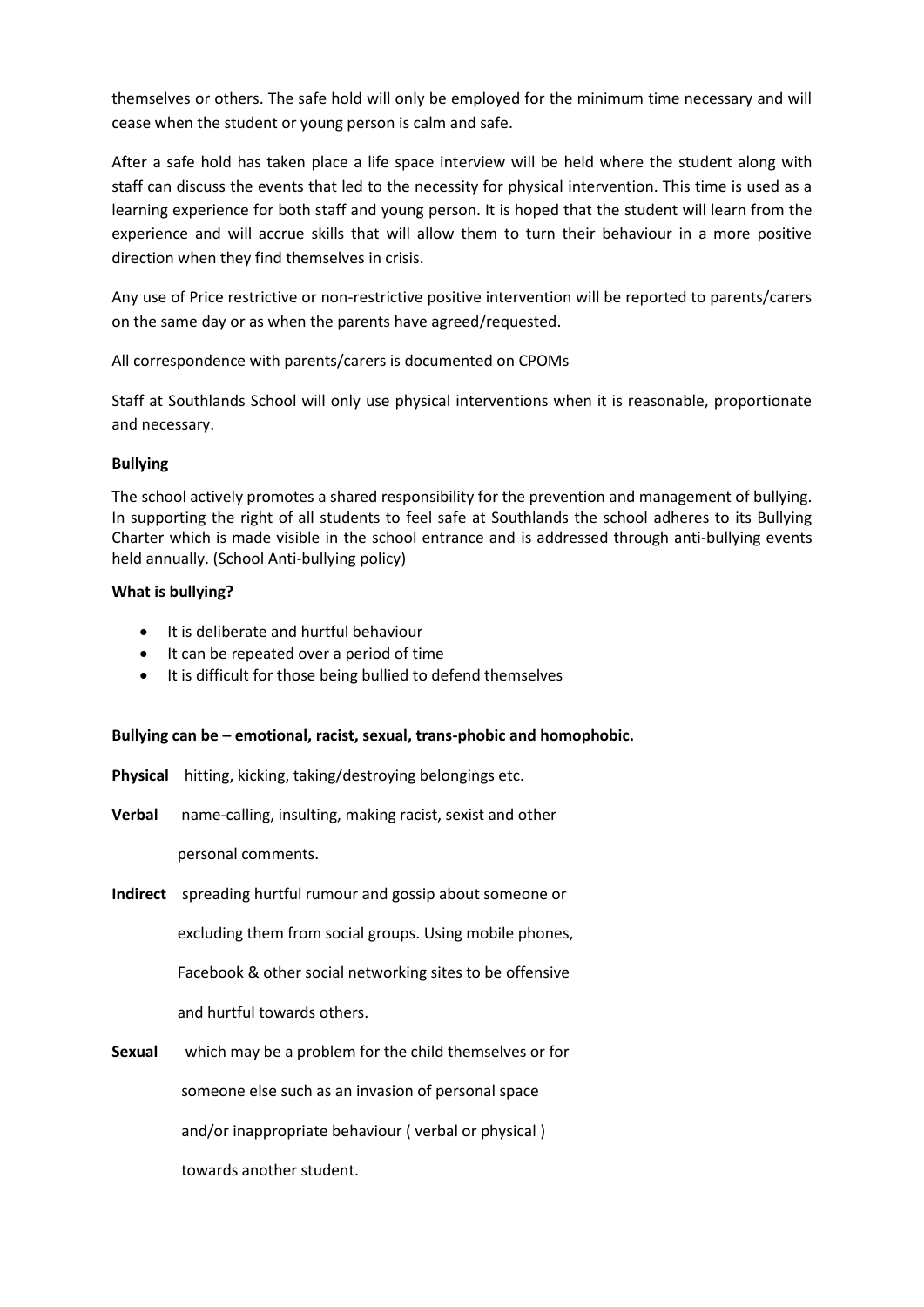themselves or others. The safe hold will only be employed for the minimum time necessary and will cease when the student or young person is calm and safe.

After a safe hold has taken place a life space interview will be held where the student along with staff can discuss the events that led to the necessity for physical intervention. This time is used as a learning experience for both staff and young person. It is hoped that the student will learn from the experience and will accrue skills that will allow them to turn their behaviour in a more positive direction when they find themselves in crisis.

Any use of Price restrictive or non-restrictive positive intervention will be reported to parents/carers on the same day or as when the parents have agreed/requested.

All correspondence with parents/carers is documented on CPOMs

Staff at Southlands School will only use physical interventions when it is reasonable, proportionate and necessary.

**Bullying**

The school actively promotes a shared responsibility for the prevention and management of bullying. In supporting the right of all students to feel safe at Southlands the school adheres to its Bullying Charter which is made visible in the school entrance and is addressed through anti-bullying events held annually. (School Anti-bullying policy)

**What is bullying?**

- It is deliberate and hurtful behaviour
- It can be repeated over a period of time
- It is difficult for those being bullied to defend themselves

**Bullying can be – emotional, racist, sexual, trans-phobic and homophobic.**

**Physical** hitting, kicking, taking/destroying belongings etc.

**Verbal** name-calling, insulting, making racist, sexist and other personal comments.

**Indirect** spreading hurtful rumour and gossip about someone or excluding them from social groups. Using mobile phones, Facebook & other social networking sites to be offensive and hurtful towards others.

**Sexual** which may be a problem for the child themselves or for someone else such as an invasion of personal space and/or inappropriate behaviour ( verbal or physical ) towards another student.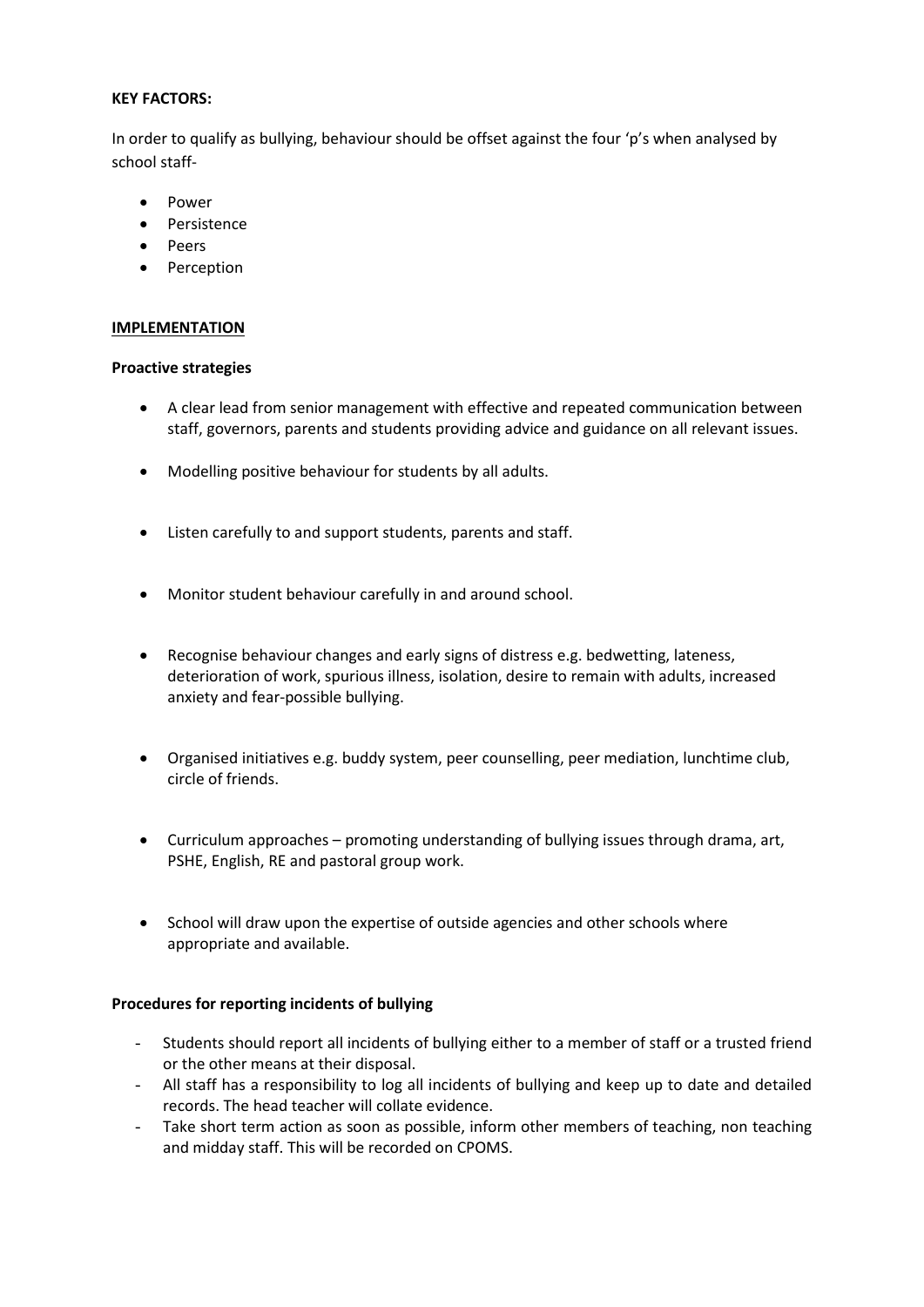**KEY FACTORS:**

In order to qualify as bullying, behaviour should be offset against the four 'p's when analysed by school staff-

- Power
- Persistence
- Peers
- Perception

## IMPLEMENTATION

**Proactive strategies**

- A clear lead from senior management with effective and repeated communication between staff, governors, parents and students providing advice and guidance on all relevant issues.
- Modelling positive behaviour for students by all adults.
- Listen carefully to and support students, parents and staff.
- Monitor student behaviour carefully in and around school.
- Recognise behaviour changes and early signs of distress e.g. bedwetting, lateness, deterioration of work, spurious illness, isolation, desire to remain with adults, increased anxiety and fear-possible bullying.
- Organised initiatives e.g. buddy system, peer counselling, peer mediation, lunchtime club, circle of friends.
- Curriculum approaches – promoting understanding of bullying issues through drama, art, PSHE, English, RE and pastoral group work.
- School will draw upon the expertise of outside agencies and other schools where appropriate and available.

**Procedures for reporting incidents of bullying**

- Students should report all incidents of bullying either to a member of staff or a trusted friend or the other means at their disposal.
- All staff has a responsibility to log all incidents of bullying and keep up to date and detailed records. The head teacher will collate evidence.
- Take short term action as soon as possible, inform other members of teaching, non teaching and midday staff. This will be recorded on CPOMS.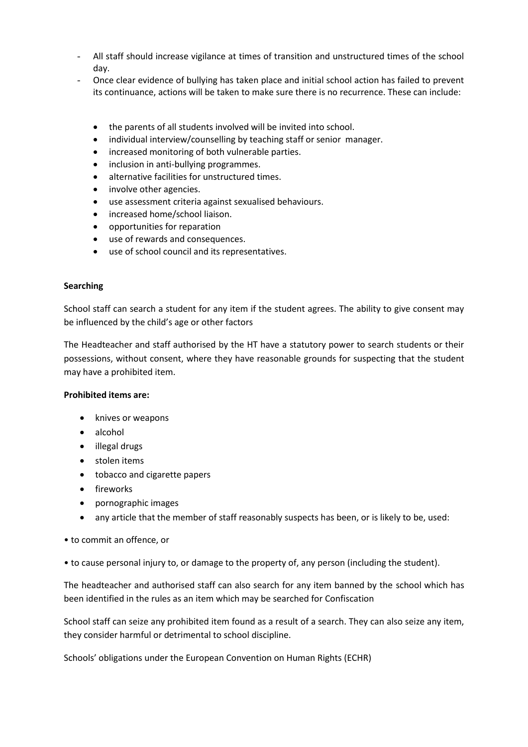- All staff should increase vigilance at times of transition and unstructured times of the school day.
- Once clear evidence of bullying has taken place and initial school action has failed to prevent its continuance, actions will be taken to make sure there is no recurrence. These can include:

  - the parents of all students involved will be invited into school.
  - individual interview/counselling by teaching staff or senior manager.
  - increased monitoring of both vulnerable parties.
  - inclusion in anti-bullying programmes.
  - alternative facilities for unstructured times.
  - involve other agencies.
  - use assessment criteria against sexualised behaviours.
  - increased home/school liaison.
  - opportunities for reparation
  - use of rewards and consequences.
  - use of school council and its representatives.

**Searching**

School staff can search a student for any item if the student agrees. The ability to give consent may be influenced by the child's age or other factors

The Headteacher and staff authorised by the HT have a statutory power to search students or their possessions, without consent, where they have reasonable grounds for suspecting that the student may have a prohibited item.

**Prohibited items are:**

- knives or weapons
- alcohol
- illegal drugs
- stolen items
- tobacco and cigarette papers
- fireworks
- pornographic images
- any article that the member of staff reasonably suspects has been, or is likely to be, used:

• to commit an offence, or

• to cause personal injury to, or damage to the property of, any person (including the student).

The headteacher and authorised staff can also search for any item banned by the school which has been identified in the rules as an item which may be searched for Confiscation

School staff can seize any prohibited item found as a result of a search. They can also seize any item, they consider harmful or detrimental to school discipline.

Schools' obligations under the European Convention on Human Rights (ECHR)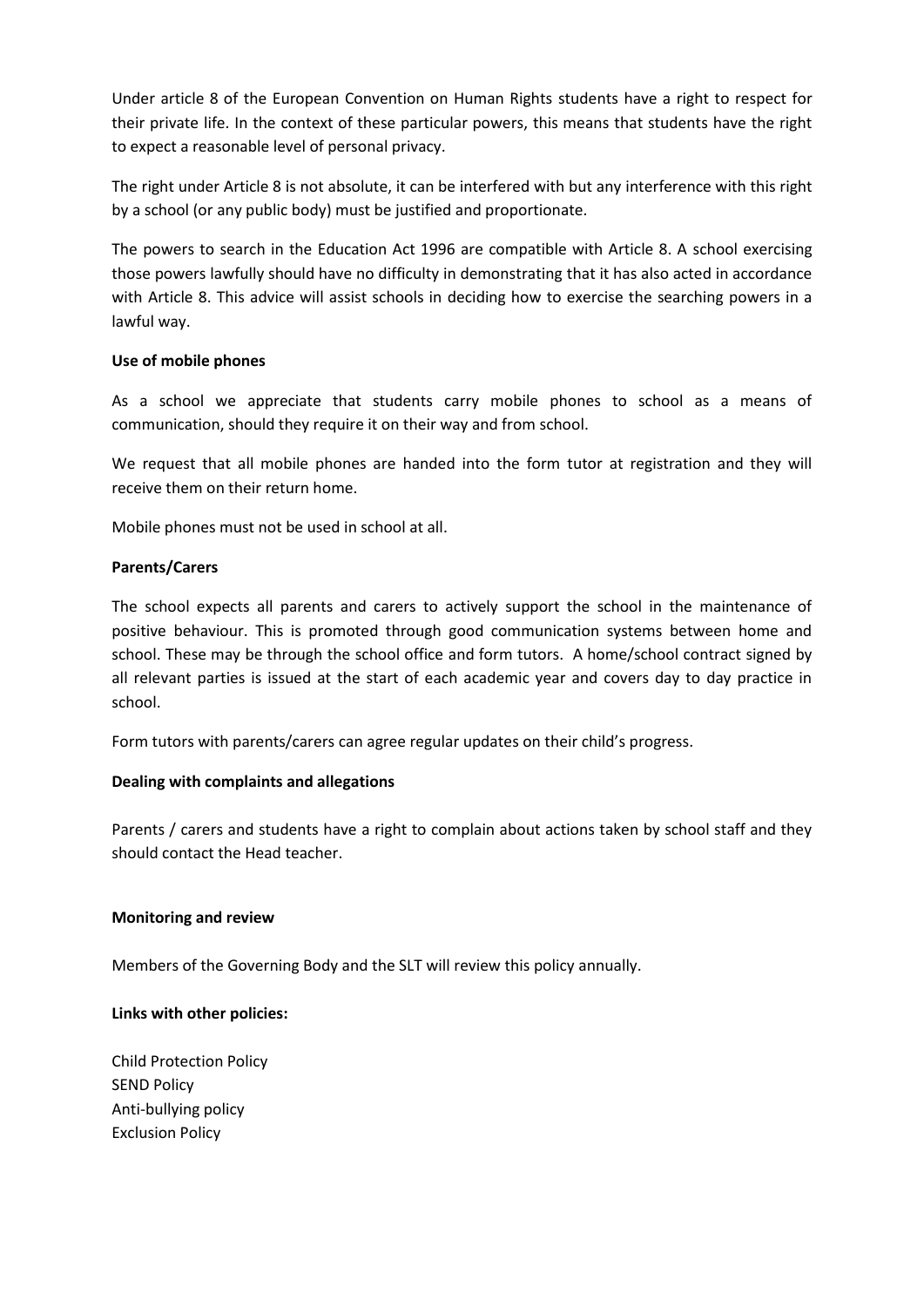Under article 8 of the European Convention on Human Rights students have a right to respect for their private life. In the context of these particular powers, this means that students have the right to expect a reasonable level of personal privacy.

The right under Article 8 is not absolute, it can be interfered with but any interference with this right by a school (or any public body) must be justified and proportionate.

The powers to search in the Education Act 1996 are compatible with Article 8. A school exercising those powers lawfully should have no difficulty in demonstrating that it has also acted in accordance with Article 8. This advice will assist schools in deciding how to exercise the searching powers in a lawful way.

**Use of mobile phones**

As a school we appreciate that students carry mobile phones to school as a means of communication, should they require it on their way and from school.

We request that all mobile phones are handed into the form tutor at registration and they will receive them on their return home.

Mobile phones must not be used in school at all.

**Parents/Carers**

The school expects all parents and carers to actively support the school in the maintenance of positive behaviour. This is promoted through good communication systems between home and school. These may be through the school office and form tutors. A home/school contract signed by all relevant parties is issued at the start of each academic year and covers day to day practice in school.

Form tutors with parents/carers can agree regular updates on their child's progress.

**Dealing with complaints and allegations**

Parents / carers and students have a right to complain about actions taken by school staff and they should contact the Head teacher.

**Monitoring and review**

Members of the Governing Body and the SLT will review this policy annually.

**Links with other policies:**

Child Protection Policy
SEND Policy
Anti-bullying policy
Exclusion Policy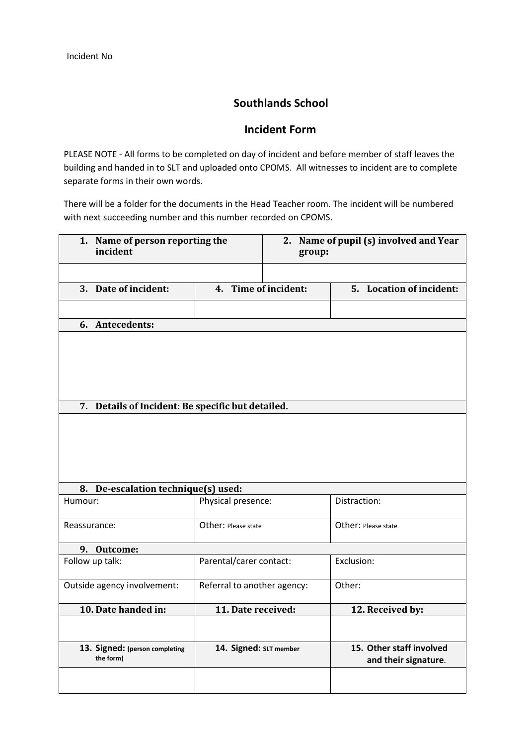Incident No

## Southlands School

## Incident Form

PLEASE NOTE - All forms to be completed on day of incident and before member of staff leaves the building and handed in to SLT and uploaded onto CPOMS. All witnesses to incident are to complete separate forms in their own words.

There will be a folder for the documents in the Head Teacher room. The incident will be numbered with next succeeding number and this number recorded on CPOMS.

| **1. Name of person reporting the incident** | | **2. Name of pupil (s) involved and Year group:** |
|---|---|---|
| | | |
| **3. Date of incident:** | **4. Time of incident:** | **5. Location of incident:** |
| | | |
| **6. Antecedents:** | | |
| | | |
| **7. Details of Incident: Be specific but detailed.** | | |
| | | |
| **8. De-escalation technique(s) used:** | | |
| Humour: | Physical presence: | Distraction: |
| Reassurance: | Other: Please state | Other: Please state |
| **9. Outcome:** | | |
| Follow up talk: | Parental/carer contact: | Exclusion: |
| Outside agency involvement: | Referral to another agency: | Other: |
| **10. Date handed in:** | **11. Date received:** | **12. Received by:** |
| | | |
| **13. Signed:** (person completing the form) | **14. Signed:** SLT member | **15. Other staff involved and their signature.** |
| | | |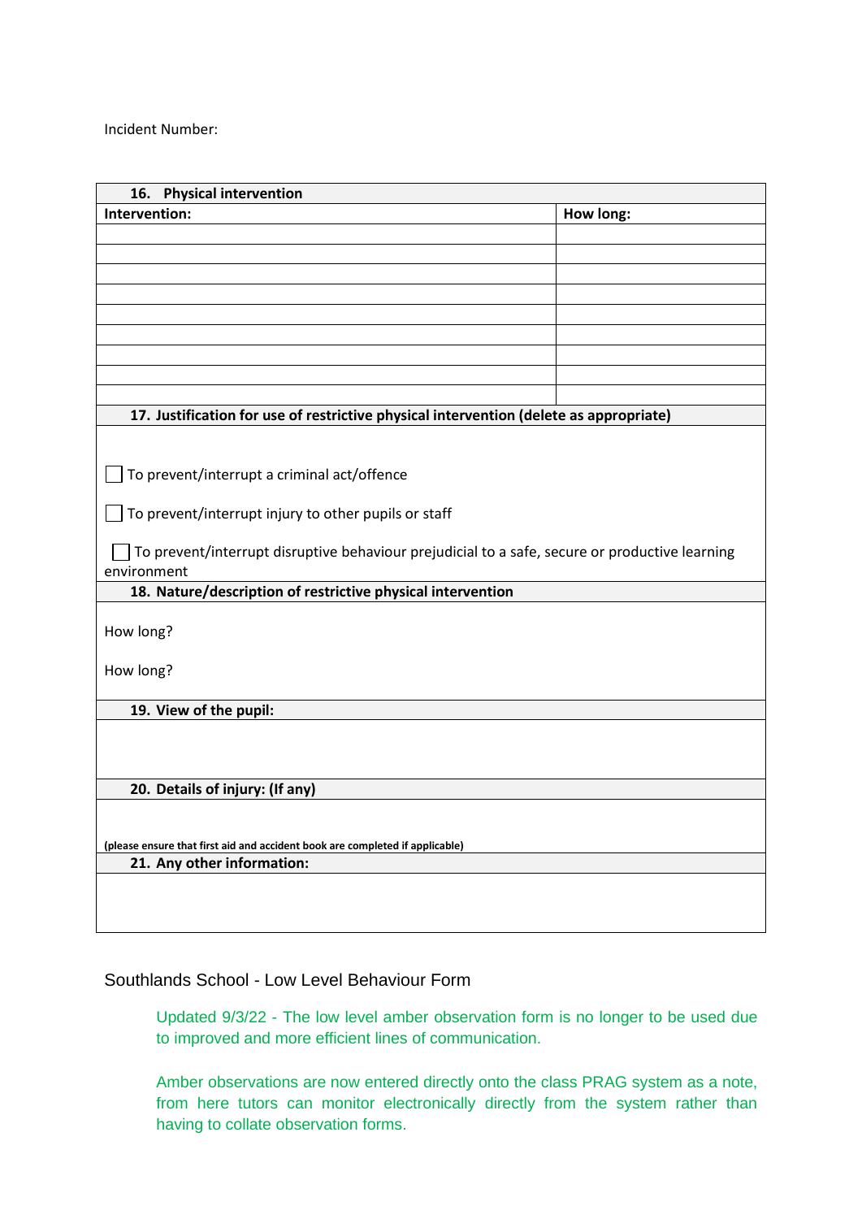Incident Number:

| **16. Physical intervention** | |
|---|---|
| **Intervention:** | **How long:** |
| | |
| | |
| | |
| | |
| | |
| | |
| | |
| | |
| | |

**17. Justification for use of restrictive physical intervention (delete as appropriate)**

☐ To prevent/interrupt a criminal act/offence

☐ To prevent/interrupt injury to other pupils or staff

☐ To prevent/interrupt disruptive behaviour prejudicial to a safe, secure or productive learning environment

**18. Nature/description of restrictive physical intervention**

How long?

How long?

**19. View of the pupil:**

**20. Details of injury: (If any)**

**(please ensure that first aid and accident book are completed if applicable)**

**21. Any other information:**

Southlands School - Low Level Behaviour Form

Updated 9/3/22 - The low level amber observation form is no longer to be used due to improved and more efficient lines of communication.

Amber observations are now entered directly onto the class PRAG system as a note, from here tutors can monitor electronically directly from the system rather than having to collate observation forms.